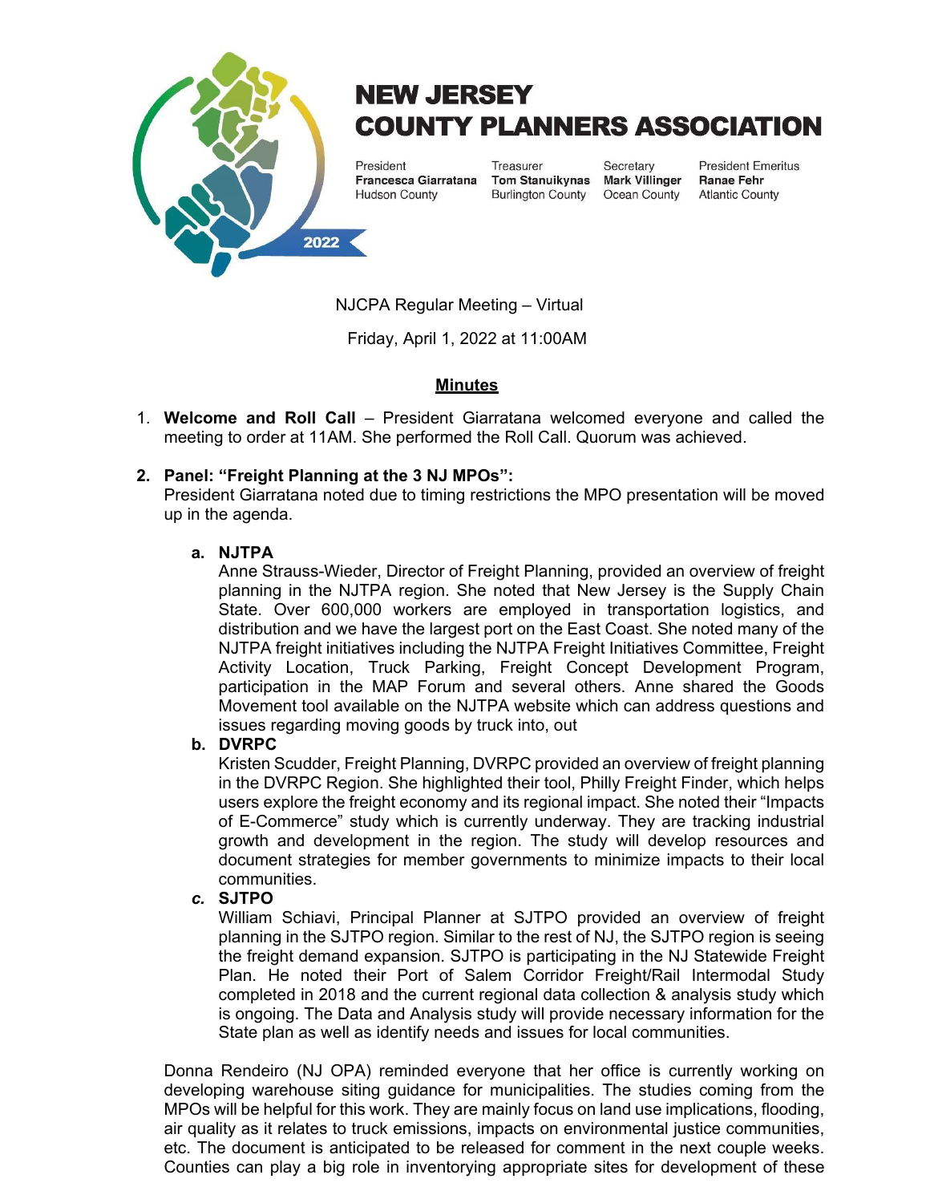# NEW JERSEY COUNTY PLANNERS ASSOCIATION

2022

| President | Treasurer | Secretary | President Emeritus |
|---|---|---|---|
| **Francesca Giarratana** | **Tom Stanuikynas** | **Mark Villinger** | **Ranae Fehr** |
| Hudson County | Burlington County | Ocean County | Atlantic County |

NJCPA Regular Meeting – Virtual

Friday, April 1, 2022 at 11:00AM

## Minutes

1. **Welcome and Roll Call** – President Giarratana welcomed everyone and called the meeting to order at 11AM. She performed the Roll Call. Quorum was achieved.

2. **Panel: "Freight Planning at the 3 NJ MPOs":**
   President Giarratana noted due to timing restrictions the MPO presentation will be moved up in the agenda.

   a. **NJTPA**
      Anne Strauss-Wieder, Director of Freight Planning, provided an overview of freight planning in the NJTPA region. She noted that New Jersey is the Supply Chain State. Over 600,000 workers are employed in transportation logistics, and distribution and we have the largest port on the East Coast. She noted many of the NJTPA freight initiatives including the NJTPA Freight Initiatives Committee, Freight Activity Location, Truck Parking, Freight Concept Development Program, participation in the MAP Forum and several others. Anne shared the Goods Movement tool available on the NJTPA website which can address questions and issues regarding moving goods by truck into, out

   b. **DVRPC**
      Kristen Scudder, Freight Planning, DVRPC provided an overview of freight planning in the DVRPC Region. She highlighted their tool, Philly Freight Finder, which helps users explore the freight economy and its regional impact. She noted their "Impacts of E-Commerce" study which is currently underway. They are tracking industrial growth and development in the region. The study will develop resources and document strategies for member governments to minimize impacts to their local communities.

   *c.* **SJTPO**
      William Schiavi, Principal Planner at SJTPO provided an overview of freight planning in the SJTPO region. Similar to the rest of NJ, the SJTPO region is seeing the freight demand expansion. SJTPO is participating in the NJ Statewide Freight Plan. He noted their Port of Salem Corridor Freight/Rail Intermodal Study completed in 2018 and the current regional data collection & analysis study which is ongoing. The Data and Analysis study will provide necessary information for the State plan as well as identify needs and issues for local communities.

   Donna Rendeiro (NJ OPA) reminded everyone that her office is currently working on developing warehouse siting guidance for municipalities. The studies coming from the MPOs will be helpful for this work. They are mainly focus on land use implications, flooding, air quality as it relates to truck emissions, impacts on environmental justice communities, etc. The document is anticipated to be released for comment in the next couple weeks. Counties can play a big role in inventorying appropriate sites for development of these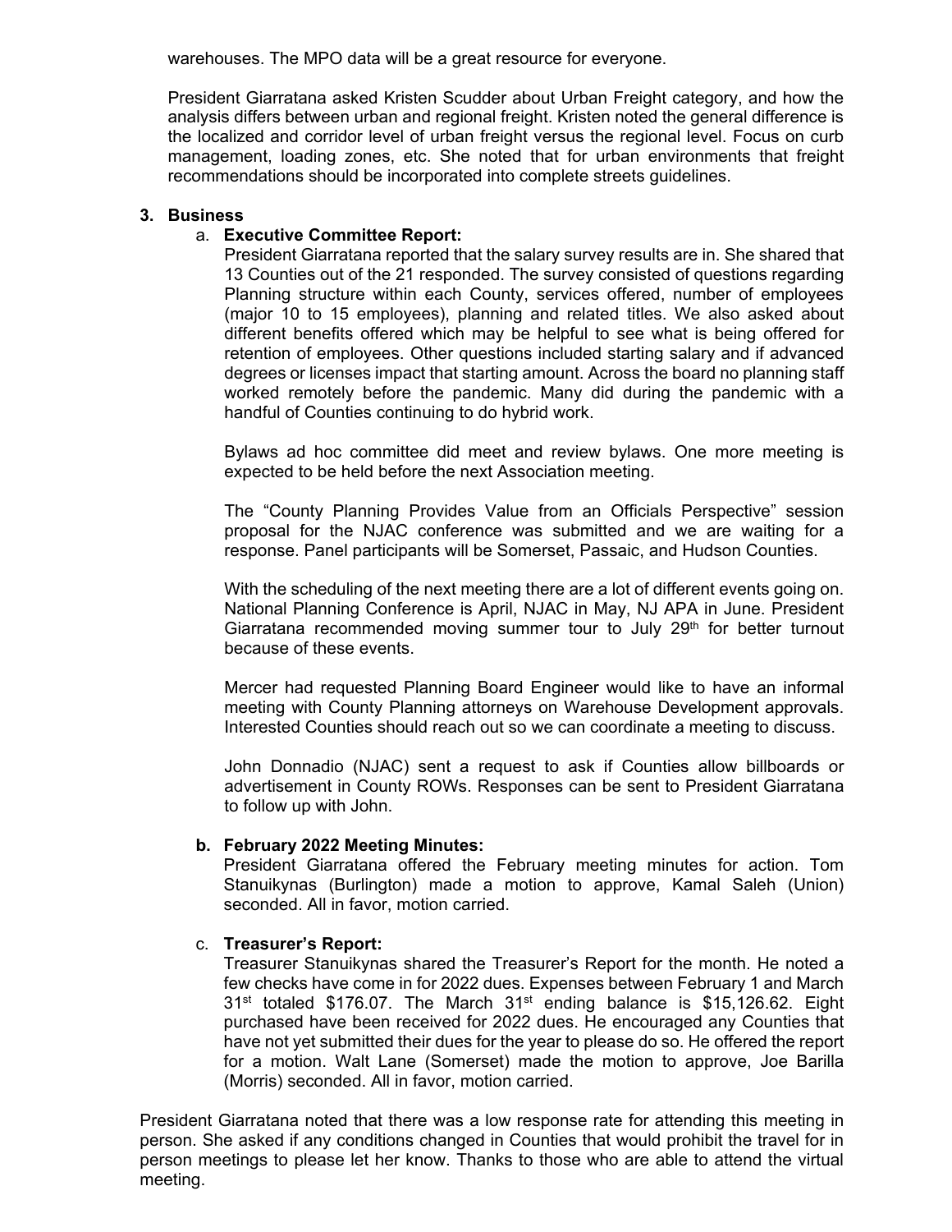warehouses. The MPO data will be a great resource for everyone.

President Giarratana asked Kristen Scudder about Urban Freight category, and how the analysis differs between urban and regional freight. Kristen noted the general difference is the localized and corridor level of urban freight versus the regional level. Focus on curb management, loading zones, etc. She noted that for urban environments that freight recommendations should be incorporated into complete streets guidelines.

**3. Business**

a. **Executive Committee Report:**

President Giarratana reported that the salary survey results are in. She shared that 13 Counties out of the 21 responded. The survey consisted of questions regarding Planning structure within each County, services offered, number of employees (major 10 to 15 employees), planning and related titles. We also asked about different benefits offered which may be helpful to see what is being offered for retention of employees. Other questions included starting salary and if advanced degrees or licenses impact that starting amount. Across the board no planning staff worked remotely before the pandemic. Many did during the pandemic with a handful of Counties continuing to do hybrid work.

Bylaws ad hoc committee did meet and review bylaws. One more meeting is expected to be held before the next Association meeting.

The "County Planning Provides Value from an Officials Perspective" session proposal for the NJAC conference was submitted and we are waiting for a response. Panel participants will be Somerset, Passaic, and Hudson Counties.

With the scheduling of the next meeting there are a lot of different events going on. National Planning Conference is April, NJAC in May, NJ APA in June. President Giarratana recommended moving summer tour to July 29th for better turnout because of these events.

Mercer had requested Planning Board Engineer would like to have an informal meeting with County Planning attorneys on Warehouse Development approvals. Interested Counties should reach out so we can coordinate a meeting to discuss.

John Donnadio (NJAC) sent a request to ask if Counties allow billboards or advertisement in County ROWs. Responses can be sent to President Giarratana to follow up with John.

b. **February 2022 Meeting Minutes:**

President Giarratana offered the February meeting minutes for action. Tom Stanuikynas (Burlington) made a motion to approve, Kamal Saleh (Union) seconded. All in favor, motion carried.

c. **Treasurer's Report:**

Treasurer Stanuikynas shared the Treasurer's Report for the month. He noted a few checks have come in for 2022 dues. Expenses between February 1 and March 31st totaled $176.07. The March 31st ending balance is $15,126.62. Eight purchased have been received for 2022 dues. He encouraged any Counties that have not yet submitted their dues for the year to please do so. He offered the report for a motion. Walt Lane (Somerset) made the motion to approve, Joe Barilla (Morris) seconded. All in favor, motion carried.

President Giarratana noted that there was a low response rate for attending this meeting in person. She asked if any conditions changed in Counties that would prohibit the travel for in person meetings to please let her know. Thanks to those who are able to attend the virtual meeting.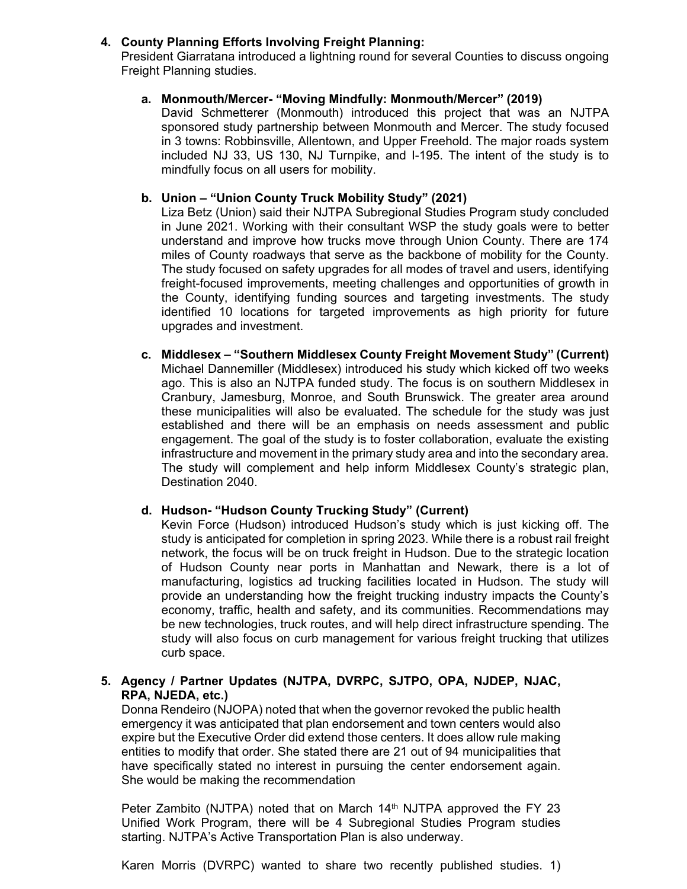4. **County Planning Efforts Involving Freight Planning:**
   President Giarratana introduced a lightning round for several Counties to discuss ongoing Freight Planning studies.

   a. **Monmouth/Mercer- "Moving Mindfully: Monmouth/Mercer" (2019)**
      David Schmetterer (Monmouth) introduced this project that was an NJTPA sponsored study partnership between Monmouth and Mercer. The study focused in 3 towns: Robbinsville, Allentown, and Upper Freehold. The major roads system included NJ 33, US 130, NJ Turnpike, and I-195. The intent of the study is to mindfully focus on all users for mobility.

   b. **Union – "Union County Truck Mobility Study" (2021)**
      Liza Betz (Union) said their NJTPA Subregional Studies Program study concluded in June 2021. Working with their consultant WSP the study goals were to better understand and improve how trucks move through Union County. There are 174 miles of County roadways that serve as the backbone of mobility for the County. The study focused on safety upgrades for all modes of travel and users, identifying freight-focused improvements, meeting challenges and opportunities of growth in the County, identifying funding sources and targeting investments. The study identified 10 locations for targeted improvements as high priority for future upgrades and investment.

   c. **Middlesex – "Southern Middlesex County Freight Movement Study" (Current)**
      Michael Dannemiller (Middlesex) introduced his study which kicked off two weeks ago. This is also an NJTPA funded study. The focus is on southern Middlesex in Cranbury, Jamesburg, Monroe, and South Brunswick. The greater area around these municipalities will also be evaluated. The schedule for the study was just established and there will be an emphasis on needs assessment and public engagement. The goal of the study is to foster collaboration, evaluate the existing infrastructure and movement in the primary study area and into the secondary area. The study will complement and help inform Middlesex County's strategic plan, Destination 2040.

   d. **Hudson- "Hudson County Trucking Study" (Current)**
      Kevin Force (Hudson) introduced Hudson's study which is just kicking off. The study is anticipated for completion in spring 2023. While there is a robust rail freight network, the focus will be on truck freight in Hudson. Due to the strategic location of Hudson County near ports in Manhattan and Newark, there is a lot of manufacturing, logistics ad trucking facilities located in Hudson. The study will provide an understanding how the freight trucking industry impacts the County's economy, traffic, health and safety, and its communities. Recommendations may be new technologies, truck routes, and will help direct infrastructure spending. The study will also focus on curb management for various freight trucking that utilizes curb space.

5. **Agency / Partner Updates (NJTPA, DVRPC, SJTPO, OPA, NJDEP, NJAC, RPA, NJEDA, etc.)**
   Donna Rendeiro (NJOPA) noted that when the governor revoked the public health emergency it was anticipated that plan endorsement and town centers would also expire but the Executive Order did extend those centers. It does allow rule making entities to modify that order. She stated there are 21 out of 94 municipalities that have specifically stated no interest in pursuing the center endorsement again. She would be making the recommendation

   Peter Zambito (NJTPA) noted that on March 14th NJTPA approved the FY 23 Unified Work Program, there will be 4 Subregional Studies Program studies starting. NJTPA's Active Transportation Plan is also underway.

   Karen Morris (DVRPC) wanted to share two recently published studies. 1)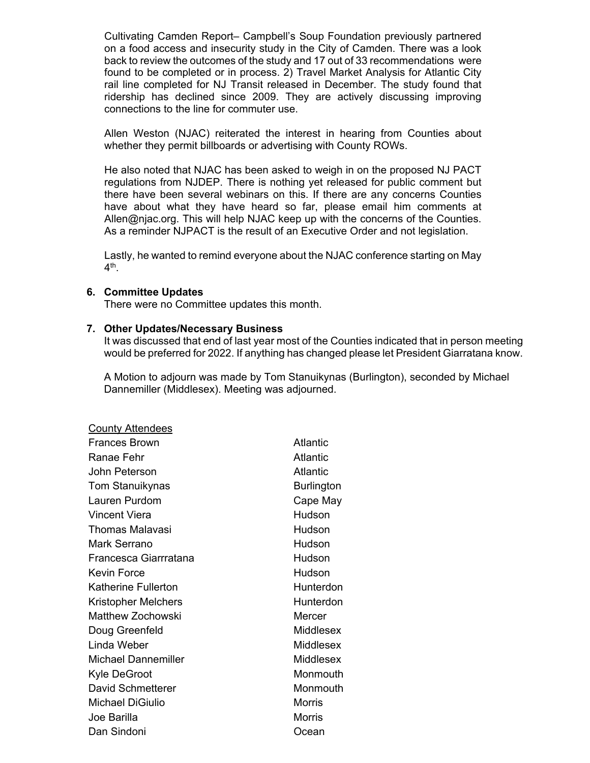Cultivating Camden Report– Campbell's Soup Foundation previously partnered on a food access and insecurity study in the City of Camden. There was a look back to review the outcomes of the study and 17 out of 33 recommendations were found to be completed or in process. 2) Travel Market Analysis for Atlantic City rail line completed for NJ Transit released in December. The study found that ridership has declined since 2009. They are actively discussing improving connections to the line for commuter use.

Allen Weston (NJAC) reiterated the interest in hearing from Counties about whether they permit billboards or advertising with County ROWs.

He also noted that NJAC has been asked to weigh in on the proposed NJ PACT regulations from NJDEP. There is nothing yet released for public comment but there have been several webinars on this. If there are any concerns Counties have about what they have heard so far, please email him comments at Allen@njac.org. This will help NJAC keep up with the concerns of the Counties. As a reminder NJPACT is the result of an Executive Order and not legislation.

Lastly, he wanted to remind everyone about the NJAC conference starting on May 4th.

6. **Committee Updates**

   There were no Committee updates this month.

7. **Other Updates/Necessary Business**

   It was discussed that end of last year most of the Counties indicated that in person meeting would be preferred for 2022. If anything has changed please let President Giarratana know.

   A Motion to adjourn was made by Tom Stanuikynas (Burlington), seconded by Michael Dannemiller (Middlesex). Meeting was adjourned.

| County Attendees | |
|---|---|
| Frances Brown | Atlantic |
| Ranae Fehr | Atlantic |
| John Peterson | Atlantic |
| Tom Stanuikynas | Burlington |
| Lauren Purdom | Cape May |
| Vincent Viera | Hudson |
| Thomas Malavasi | Hudson |
| Mark Serrano | Hudson |
| Francesca Giarrratana | Hudson |
| Kevin Force | Hudson |
| Katherine Fullerton | Hunterdon |
| Kristopher Melchers | Hunterdon |
| Matthew Zochowski | Mercer |
| Doug Greenfeld | Middlesex |
| Linda Weber | Middlesex |
| Michael Dannemiller | Middlesex |
| Kyle DeGroot | Monmouth |
| David Schmetterer | Monmouth |
| Michael DiGiulio | Morris |
| Joe Barilla | Morris |
| Dan Sindoni | Ocean |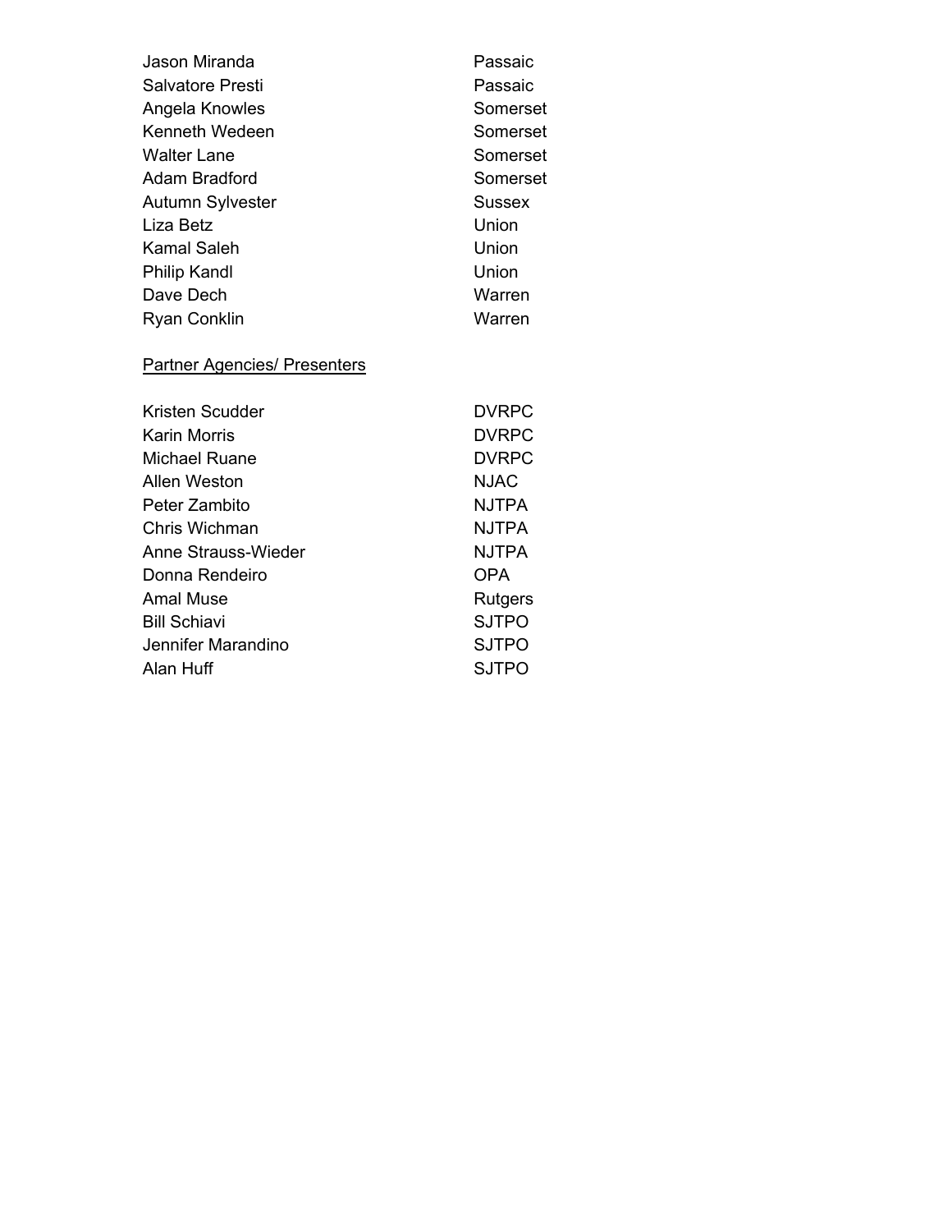| | |
|---|---|
| Jason Miranda | Passaic |
| Salvatore Presti | Passaic |
| Angela Knowles | Somerset |
| Kenneth Wedeen | Somerset |
| Walter Lane | Somerset |
| Adam Bradford | Somerset |
| Autumn Sylvester | Sussex |
| Liza Betz | Union |
| Kamal Saleh | Union |
| Philip Kandl | Union |
| Dave Dech | Warren |
| Ryan Conklin | Warren |

<u>Partner Agencies/ Presenters</u>

| | |
|---|---|
| Kristen Scudder | DVRPC |
| Karin Morris | DVRPC |
| Michael Ruane | DVRPC |
| Allen Weston | NJAC |
| Peter Zambito | NJTPA |
| Chris Wichman | NJTPA |
| Anne Strauss-Wieder | NJTPA |
| Donna Rendeiro | OPA |
| Amal Muse | Rutgers |
| Bill Schiavi | SJTPO |
| Jennifer Marandino | SJTPO |
| Alan Huff | SJTPO |